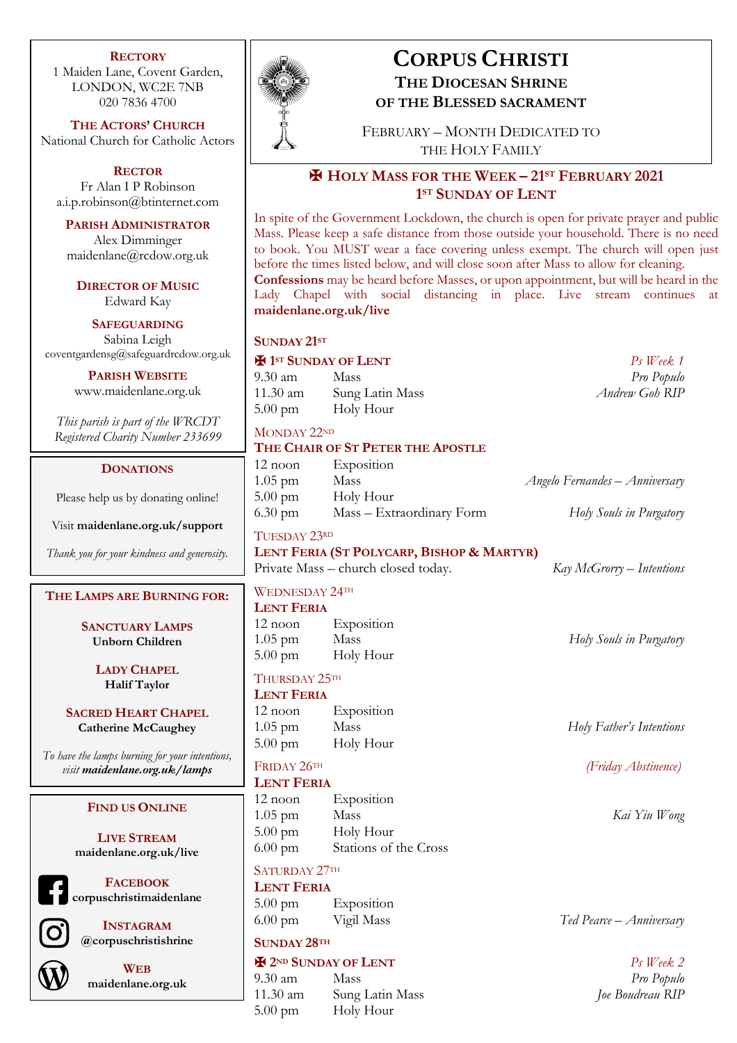# CORPUS CHRISTI

## THE DIOCESAN SHRINE OF THE BLESSED SACRAMENT

FEBRUARY – MONTH DEDICATED TO THE HOLY FAMILY

## ✠ HOLY MASS FOR THE WEEK – 21ST FEBRUARY 2021
## 1ST SUNDAY OF LENT

In spite of the Government Lockdown, the church is open for private prayer and public Mass. Please keep a safe distance from those outside your household. There is no need to book. You MUST wear a face covering unless exempt. The church will open just before the times listed below, and will close soon after Mass to allow for cleaning. **Confessions** may be heard before Masses, or upon appointment, but will be heard in the Lady Chapel with social distancing in place. Live stream continues at **maidenlane.org.uk/live**

**SUNDAY 21ST**

**✠ 1ST SUNDAY OF LENT** — *Ps Week 1*

| | | |
|---|---|---|
| 9.30 am | Mass | *Pro Populo* |
| 11.30 am | Sung Latin Mass | *Andrew Goh RIP* |
| 5.00 pm | Holy Hour | |

MONDAY 22ND

**THE CHAIR OF ST PETER THE APOSTLE**

| | | |
|---|---|---|
| 12 noon | Exposition | |
| 1.05 pm | Mass | *Angelo Fernandes – Anniversary* |
| 5.00 pm | Holy Hour | |
| 6.30 pm | Mass – Extraordinary Form | *Holy Souls in Purgatory* |

TUESDAY 23RD

**LENT FERIA (ST POLYCARP, BISHOP & MARTYR)**

Private Mass – church closed today. — *Kay McGrorry – Intentions*

WEDNESDAY 24TH

**LENT FERIA**

| | | |
|---|---|---|
| 12 noon | Exposition | |
| 1.05 pm | Mass | *Holy Souls in Purgatory* |
| 5.00 pm | Holy Hour | |

THURSDAY 25TH

**LENT FERIA**

| | | |
|---|---|---|
| 12 noon | Exposition | |
| 1.05 pm | Mass | *Holy Father's Intentions* |
| 5.00 pm | Holy Hour | |

FRIDAY 26TH — *(Friday Abstinence)*

**LENT FERIA**

| | | |
|---|---|---|
| 12 noon | Exposition | |
| 1.05 pm | Mass | *Kai Yiu Wong* |
| 5.00 pm | Holy Hour | |
| 6.00 pm | Stations of the Cross | |

SATURDAY 27TH

**LENT FERIA**

| | | |
|---|---|---|
| 5.00 pm | Exposition | |
| 6.00 pm | Vigil Mass | *Ted Pearce – Anniversary* |

**SUNDAY 28TH**

**✠ 2ND SUNDAY OF LENT** — *Ps Week 2*

| | | |
|---|---|---|
| 9.30 am | Mass | *Pro Populo* |
| 11.30 am | Sung Latin Mass | *Joe Boudreau RIP* |
| 5.00 pm | Holy Hour | |

---

**RECTORY**
1 Maiden Lane, Covent Garden,
LONDON, WC2E 7NB
020 7836 4700

**THE ACTORS' CHURCH**
National Church for Catholic Actors

**RECTOR**
Fr Alan I P Robinson
a.i.p.robinson@btinternet.com

**PARISH ADMINISTRATOR**
Alex Dimminger
maidenlane@rcdow.org.uk

**DIRECTOR OF MUSIC**
Edward Kay

**SAFEGUARDING**
Sabina Leigh
coventgardensg@safeguardrcdow.org.uk

**PARISH WEBSITE**
www.maidenlane.org.uk

*This parish is part of the WRCDT Registered Charity Number 233699*

**DONATIONS**

Please help us by donating online!

Visit **maidenlane.org.uk/support**

*Thank you for your kindness and generosity.*

**THE LAMPS ARE BURNING FOR:**

**SANCTUARY LAMPS**
**Unborn Children**

**LADY CHAPEL**
**Halif Taylor**

**SACRED HEART CHAPEL**
**Catherine McCaughey**

*To have the lamps burning for your intentions, visit **maidenlane.org.uk/lamps***

**FIND US ONLINE**

**LIVE STREAM**
**maidenlane.org.uk/live**

**FACEBOOK**
**corpuschristimaidenlane**

**INSTAGRAM**
**@corpuschristishrine**

**WEB**
**maidenlane.org.uk**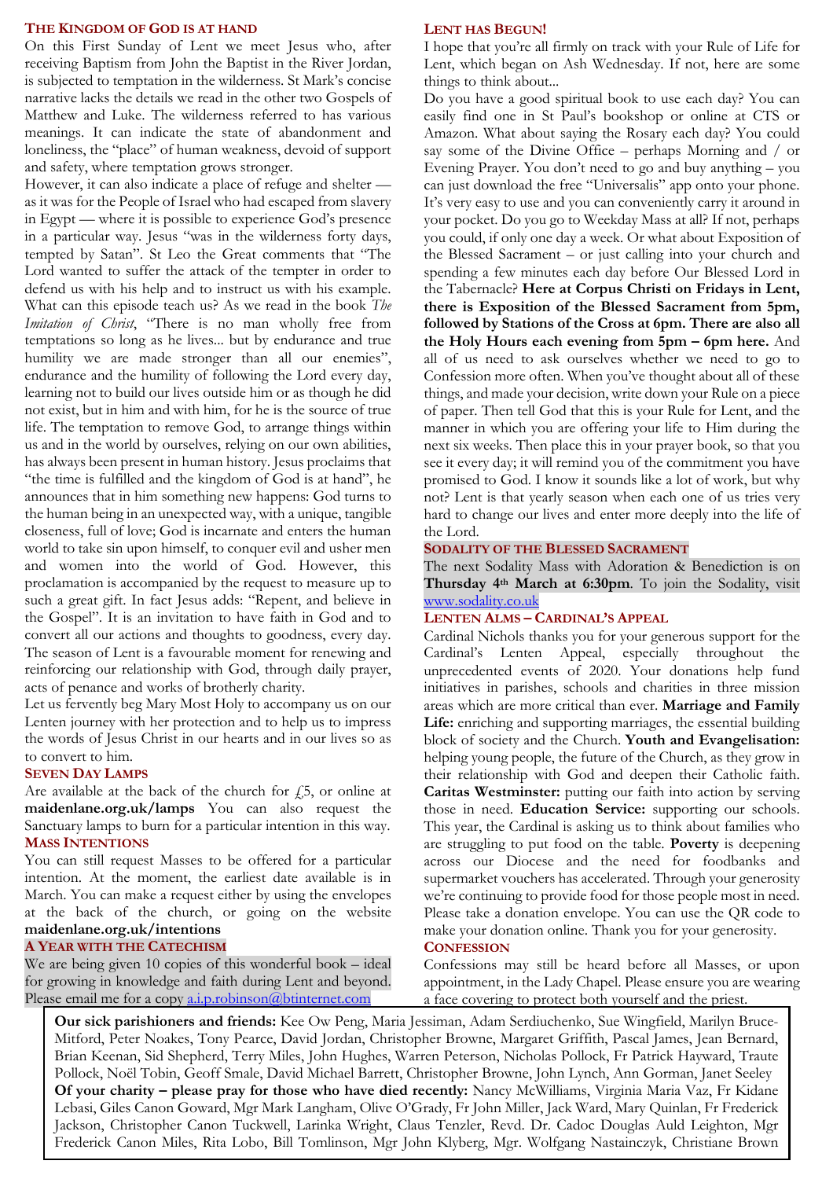## The Kingdom of God is at hand

On this First Sunday of Lent we meet Jesus who, after receiving Baptism from John the Baptist in the River Jordan, is subjected to temptation in the wilderness. St Mark's concise narrative lacks the details we read in the other two Gospels of Matthew and Luke. The wilderness referred to has various meanings. It can indicate the state of abandonment and loneliness, the "place" of human weakness, devoid of support and safety, where temptation grows stronger.

However, it can also indicate a place of refuge and shelter — as it was for the People of Israel who had escaped from slavery in Egypt — where it is possible to experience God's presence in a particular way. Jesus "was in the wilderness forty days, tempted by Satan". St Leo the Great comments that "The Lord wanted to suffer the attack of the tempter in order to defend us with his help and to instruct us with his example. What can this episode teach us? As we read in the book *The Imitation of Christ*, "There is no man wholly free from temptations so long as he lives... but by endurance and true humility we are made stronger than all our enemies", endurance and the humility of following the Lord every day, learning not to build our lives outside him or as though he did not exist, but in him and with him, for he is the source of true life. The temptation to remove God, to arrange things within us and in the world by ourselves, relying on our own abilities, has always been present in human history. Jesus proclaims that "the time is fulfilled and the kingdom of God is at hand", he announces that in him something new happens: God turns to the human being in an unexpected way, with a unique, tangible closeness, full of love; God is incarnate and enters the human world to take sin upon himself, to conquer evil and usher men and women into the world of God. However, this proclamation is accompanied by the request to measure up to such a great gift. In fact Jesus adds: "Repent, and believe in the Gospel". It is an invitation to have faith in God and to convert all our actions and thoughts to goodness, every day. The season of Lent is a favourable moment for renewing and reinforcing our relationship with God, through daily prayer, acts of penance and works of brotherly charity.

Let us fervently beg Mary Most Holy to accompany us on our Lenten journey with her protection and to help us to impress the words of Jesus Christ in our hearts and in our lives so as to convert to him.

## Seven Day Lamps

Are available at the back of the church for £5, or online at **maidenlane.org.uk/lamps** You can also request the Sanctuary lamps to burn for a particular intention in this way.

## Mass Intentions

You can still request Masses to be offered for a particular intention. At the moment, the earliest date available is in March. You can make a request either by using the envelopes at the back of the church, or going on the website **maidenlane.org.uk/intentions**

## A Year with the Catechism

We are being given 10 copies of this wonderful book – ideal for growing in knowledge and faith during Lent and beyond. Please email me for a copy a.i.p.robinson@btinternet.com

## Lent has Begun!

I hope that you're all firmly on track with your Rule of Life for Lent, which began on Ash Wednesday. If not, here are some things to think about...

Do you have a good spiritual book to use each day? You can easily find one in St Paul's bookshop or online at CTS or Amazon. What about saying the Rosary each day? You could say some of the Divine Office – perhaps Morning and / or Evening Prayer. You don't need to go and buy anything – you can just download the free "Universalis" app onto your phone. It's very easy to use and you can conveniently carry it around in your pocket. Do you go to Weekday Mass at all? If not, perhaps you could, if only one day a week. Or what about Exposition of the Blessed Sacrament – or just calling into your church and spending a few minutes each day before Our Blessed Lord in the Tabernacle? **Here at Corpus Christi on Fridays in Lent, there is Exposition of the Blessed Sacrament from 5pm, followed by Stations of the Cross at 6pm. There are also all the Holy Hours each evening from 5pm – 6pm here.** And all of us need to ask ourselves whether we need to go to Confession more often. When you've thought about all of these things, and made your decision, write down your Rule on a piece of paper. Then tell God that this is your Rule for Lent, and the manner in which you are offering your life to Him during the next six weeks. Then place this in your prayer book, so that you see it every day; it will remind you of the commitment you have promised to God. I know it sounds like a lot of work, but why not? Lent is that yearly season when each one of us tries very hard to change our lives and enter more deeply into the life of the Lord.

## Sodality of the Blessed Sacrament

The next Sodality Mass with Adoration & Benediction is on **Thursday 4th March at 6:30pm**. To join the Sodality, visit www.sodality.co.uk

## Lenten Alms – Cardinal's Appeal

Cardinal Nichols thanks you for your generous support for the Cardinal's Lenten Appeal, especially throughout the unprecedented events of 2020. Your donations help fund initiatives in parishes, schools and charities in three mission areas which are more critical than ever. **Marriage and Family Life:** enriching and supporting marriages, the essential building block of society and the Church. **Youth and Evangelisation:** helping young people, the future of the Church, as they grow in their relationship with God and deepen their Catholic faith. **Caritas Westminster:** putting our faith into action by serving those in need. **Education Service:** supporting our schools. This year, the Cardinal is asking us to think about families who are struggling to put food on the table. **Poverty** is deepening across our Diocese and the need for foodbanks and supermarket vouchers has accelerated. Through your generosity we're continuing to provide food for those people most in need. Please take a donation envelope. You can use the QR code to make your donation online. Thank you for your generosity.

## Confession

Confessions may still be heard before all Masses, or upon appointment, in the Lady Chapel. Please ensure you are wearing a face covering to protect both yourself and the priest.

**Our sick parishioners and friends:** Kee Ow Peng, Maria Jessiman, Adam Serdiuchenko, Sue Wingfield, Marilyn Bruce-Mitford, Peter Noakes, Tony Pearce, David Jordan, Christopher Browne, Margaret Griffith, Pascal James, Jean Bernard, Brian Keenan, Sid Shepherd, Terry Miles, John Hughes, Warren Peterson, Nicholas Pollock, Fr Patrick Hayward, Traute Pollock, Noël Tobin, Geoff Smale, David Michael Barrett, Christopher Browne, John Lynch, Ann Gorman, Janet Seeley

**Of your charity – please pray for those who have died recently:** Nancy McWilliams, Virginia Maria Vaz, Fr Kidane Lebasi, Giles Canon Goward, Mgr Mark Langham, Olive O'Grady, Fr John Miller, Jack Ward, Mary Quinlan, Fr Frederick Jackson, Christopher Canon Tuckwell, Larinka Wright, Claus Tenzler, Revd. Dr. Cadoc Douglas Auld Leighton, Mgr Frederick Canon Miles, Rita Lobo, Bill Tomlinson, Mgr John Klyberg, Mgr. Wolfgang Nastainczyk, Christiane Brown